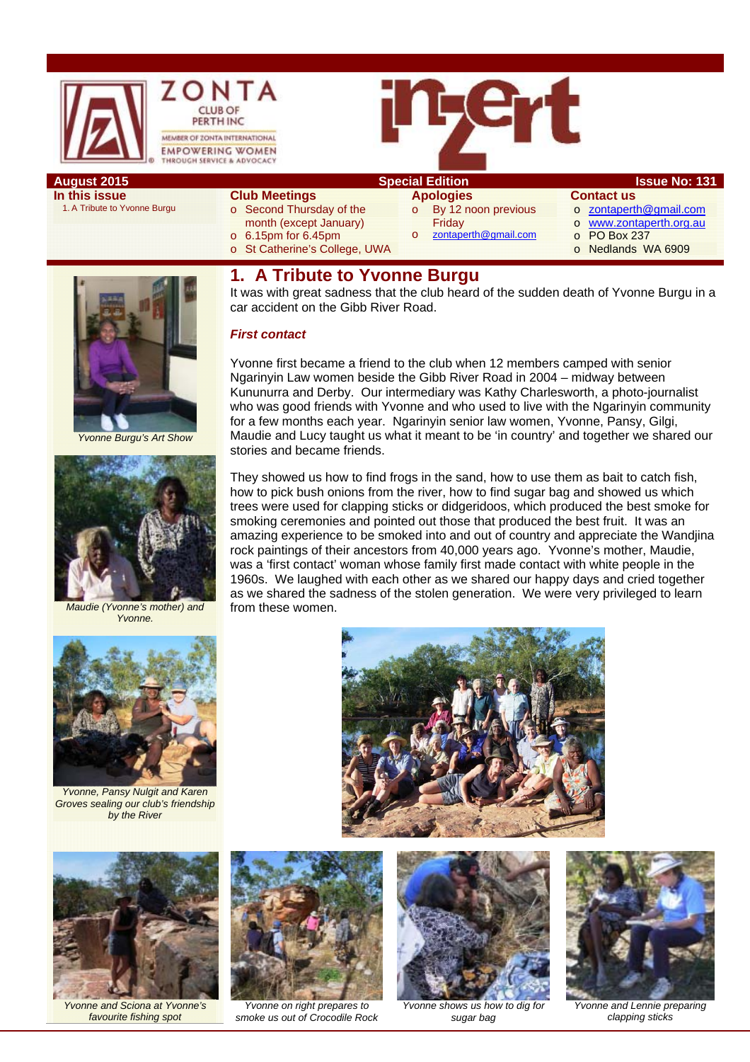ZONTA CLUB OF PERTH INC

MEMBER OF ZONTA INTERNATIONAL

EMPOWERING WOMEN THROUGH SERVICE & ADVOCACY

inZert

**August 2015** | **Special Edition** | **Issue No: 131**

**In this issue**

1. A Tribute to Yvonne Burgu

**Club Meetings**

- Second Thursday of the month (except January)
- 6.15pm for 6.45pm
- St Catherine's College, UWA

**Apologies**

- By 12 noon previous Friday
- zontaperth@gmail.com

**Contact us**

- zontaperth@gmail.com
- www.zontaperth.org.au
- PO Box 237
- Nedlands WA 6909

# 1. A Tribute to Yvonne Burgu

It was with great sadness that the club heard of the sudden death of Yvonne Burgu in a car accident on the Gibb River Road.

***First contact***

Yvonne first became a friend to the club when 12 members camped with senior Ngarinyin Law women beside the Gibb River Road in 2004 – midway between Kununurra and Derby. Our intermediary was Kathy Charlesworth, a photo-journalist who was good friends with Yvonne and who used to live with the Ngarinyin community for a few months each year. Ngarinyin senior law women, Yvonne, Pansy, Gilgi, Maudie and Lucy taught us what it meant to be 'in country' and together we shared our stories and became friends.

They showed us how to find frogs in the sand, how to use them as bait to catch fish, how to pick bush onions from the river, how to find sugar bag and showed us which trees were used for clapping sticks or didgeridoos, which produced the best smoke for smoking ceremonies and pointed out those that produced the best fruit. It was an amazing experience to be smoked into and out of country and appreciate the Wandjina rock paintings of their ancestors from 40,000 years ago. Yvonne's mother, Maudie, was a 'first contact' woman whose family first made contact with white people in the 1960s. We laughed with each other as we shared our happy days and cried together as we shared the sadness of the stolen generation. We were very privileged to learn from these women.

*Yvonne Burgu's Art Show*

*Maudie (Yvonne's mother) and Yvonne.*

*Yvonne, Pansy Nulgit and Karen Groves sealing our club's friendship by the River*

*Yvonne and Sciona at Yvonne's favourite fishing spot*

*Yvonne on right prepares to smoke us out of Crocodile Rock*

*Yvonne shows us how to dig for sugar bag*

*Yvonne and Lennie preparing clapping sticks*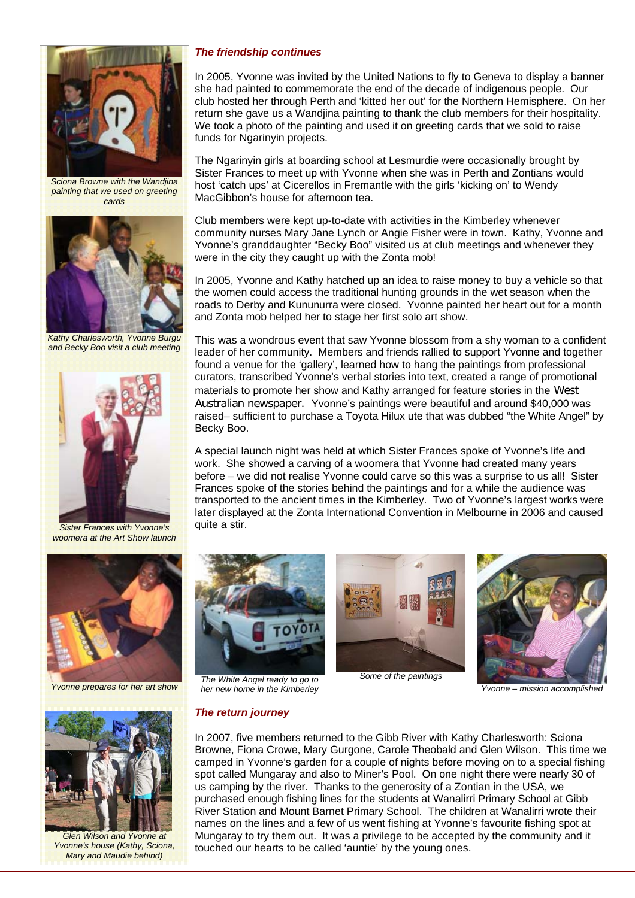### *The friendship continues*

In 2005, Yvonne was invited by the United Nations to fly to Geneva to display a banner she had painted to commemorate the end of the decade of indigenous people. Our club hosted her through Perth and 'kitted her out' for the Northern Hemisphere. On her return she gave us a Wandjina painting to thank the club members for their hospitality. We took a photo of the painting and used it on greeting cards that we sold to raise funds for Ngarinyin projects.

The Ngarinyin girls at boarding school at Lesmurdie were occasionally brought by Sister Frances to meet up with Yvonne when she was in Perth and Zontians would host 'catch ups' at Cicerellos in Fremantle with the girls 'kicking on' to Wendy MacGibbon's house for afternoon tea.

Club members were kept up-to-date with activities in the Kimberley whenever community nurses Mary Jane Lynch or Angie Fisher were in town. Kathy, Yvonne and Yvonne's granddaughter "Becky Boo" visited us at club meetings and whenever they were in the city they caught up with the Zonta mob!

In 2005, Yvonne and Kathy hatched up an idea to raise money to buy a vehicle so that the women could access the traditional hunting grounds in the wet season when the roads to Derby and Kununurra were closed. Yvonne painted her heart out for a month and Zonta mob helped her to stage her first solo art show.

This was a wondrous event that saw Yvonne blossom from a shy woman to a confident leader of her community. Members and friends rallied to support Yvonne and together found a venue for the 'gallery', learned how to hang the paintings from professional curators, transcribed Yvonne's verbal stories into text, created a range of promotional materials to promote her show and Kathy arranged for feature stories in the West Australian newspaper. Yvonne's paintings were beautiful and around $40,000 was raised– sufficient to purchase a Toyota Hilux ute that was dubbed "the White Angel" by Becky Boo.

A special launch night was held at which Sister Frances spoke of Yvonne's life and work. She showed a carving of a woomera that Yvonne had created many years before – we did not realise Yvonne could carve so this was a surprise to us all! Sister Frances spoke of the stories behind the paintings and for a while the audience was transported to the ancient times in the Kimberley. Two of Yvonne's largest works were later displayed at the Zonta International Convention in Melbourne in 2006 and caused quite a stir.

*Sciona Browne with the Wandjina painting that we used on greeting cards*

*Kathy Charlesworth, Yvonne Burgu and Becky Boo visit a club meeting*

*Sister Frances with Yvonne's woomera at the Art Show launch*

*Yvonne prepares for her art show*

*The White Angel ready to go to her new home in the Kimberley*

*Some of the paintings*

*Yvonne – mission accomplished*

### *The return journey*

In 2007, five members returned to the Gibb River with Kathy Charlesworth: Sciona Browne, Fiona Crowe, Mary Gurgone, Carole Theobald and Glen Wilson. This time we camped in Yvonne's garden for a couple of nights before moving on to a special fishing spot called Mungaray and also to Miner's Pool. On one night there were nearly 30 of us camping by the river. Thanks to the generosity of a Zontian in the USA, we purchased enough fishing lines for the students at Wanalirri Primary School at Gibb River Station and Mount Barnet Primary School. The children at Wanalirri wrote their names on the lines and a few of us went fishing at Yvonne's favourite fishing spot at Mungaray to try them out. It was a privilege to be accepted by the community and it touched our hearts to be called 'auntie' by the young ones.

*Glen Wilson and Yvonne at Yvonne's house (Kathy, Sciona, Mary and Maudie behind)*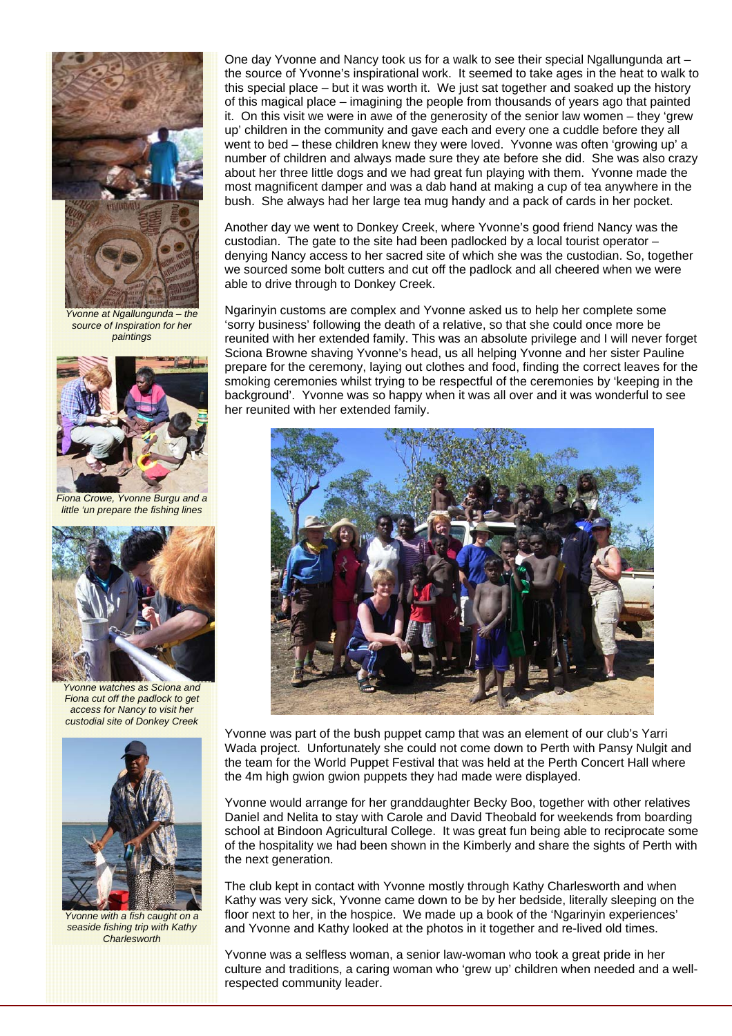One day Yvonne and Nancy took us for a walk to see their special Ngallungunda art – the source of Yvonne's inspirational work. It seemed to take ages in the heat to walk to this special place – but it was worth it. We just sat together and soaked up the history of this magical place – imagining the people from thousands of years ago that painted it. On this visit we were in awe of the generosity of the senior law women – they 'grew up' children in the community and gave each and every one a cuddle before they all went to bed – these children knew they were loved. Yvonne was often 'growing up' a number of children and always made sure they ate before she did. She was also crazy about her three little dogs and we had great fun playing with them. Yvonne made the most magnificent damper and was a dab hand at making a cup of tea anywhere in the bush. She always had her large tea mug handy and a pack of cards in her pocket.

*Yvonne at Ngallungunda – the source of Inspiration for her paintings*

Another day we went to Donkey Creek, where Yvonne's good friend Nancy was the custodian. The gate to the site had been padlocked by a local tourist operator – denying Nancy access to her sacred site of which she was the custodian. So, together we sourced some bolt cutters and cut off the padlock and all cheered when we were able to drive through to Donkey Creek.

*Fiona Crowe, Yvonne Burgu and a little 'un prepare the fishing lines*

Ngarinyin customs are complex and Yvonne asked us to help her complete some 'sorry business' following the death of a relative, so that she could once more be reunited with her extended family. This was an absolute privilege and I will never forget Sciona Browne shaving Yvonne's head, us all helping Yvonne and her sister Pauline prepare for the ceremony, laying out clothes and food, finding the correct leaves for the smoking ceremonies whilst trying to be respectful of the ceremonies by 'keeping in the background'. Yvonne was so happy when it was all over and it was wonderful to see her reunited with her extended family.

*Yvonne watches as Sciona and Fiona cut off the padlock to get access for Nancy to visit her custodial site of Donkey Creek*

Yvonne was part of the bush puppet camp that was an element of our club's Yarri Wada project. Unfortunately she could not come down to Perth with Pansy Nulgit and the team for the World Puppet Festival that was held at the Perth Concert Hall where the 4m high gwion gwion puppets they had made were displayed.

Yvonne would arrange for her granddaughter Becky Boo, together with other relatives Daniel and Nelita to stay with Carole and David Theobald for weekends from boarding school at Bindoon Agricultural College. It was great fun being able to reciprocate some of the hospitality we had been shown in the Kimberly and share the sights of Perth with the next generation.

*Yvonne with a fish caught on a seaside fishing trip with Kathy Charlesworth*

The club kept in contact with Yvonne mostly through Kathy Charlesworth and when Kathy was very sick, Yvonne came down to be by her bedside, literally sleeping on the floor next to her, in the hospice. We made up a book of the 'Ngarinyin experiences' and Yvonne and Kathy looked at the photos in it together and re-lived old times.

Yvonne was a selfless woman, a senior law-woman who took a great pride in her culture and traditions, a caring woman who 'grew up' children when needed and a well-respected community leader.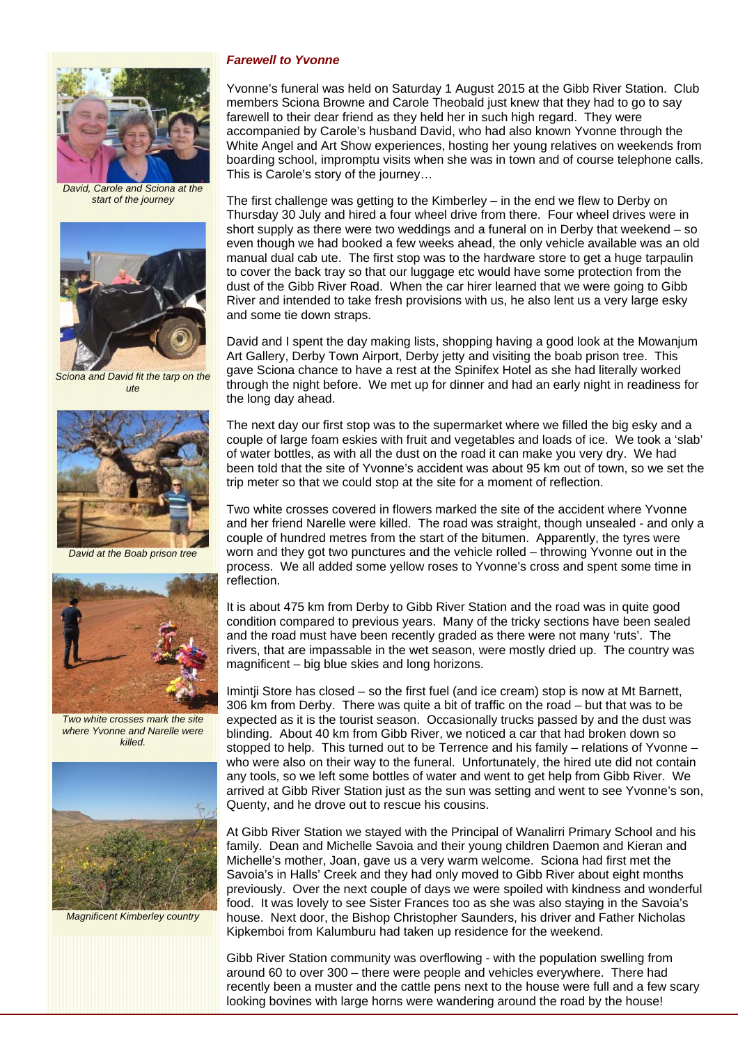### *Farewell to Yvonne*

Yvonne's funeral was held on Saturday 1 August 2015 at the Gibb River Station. Club members Sciona Browne and Carole Theobald just knew that they had to go to say farewell to their dear friend as they held her in such high regard. They were accompanied by Carole's husband David, who had also known Yvonne through the White Angel and Art Show experiences, hosting her young relatives on weekends from boarding school, impromptu visits when she was in town and of course telephone calls. This is Carole's story of the journey…

The first challenge was getting to the Kimberley – in the end we flew to Derby on Thursday 30 July and hired a four wheel drive from there. Four wheel drives were in short supply as there were two weddings and a funeral on in Derby that weekend – so even though we had booked a few weeks ahead, the only vehicle available was an old manual dual cab ute. The first stop was to the hardware store to get a huge tarpaulin to cover the back tray so that our luggage etc would have some protection from the dust of the Gibb River Road. When the car hirer learned that we were going to Gibb River and intended to take fresh provisions with us, he also lent us a very large esky and some tie down straps.

David and I spent the day making lists, shopping having a good look at the Mowanjum Art Gallery, Derby Town Airport, Derby jetty and visiting the boab prison tree. This gave Sciona chance to have a rest at the Spinifex Hotel as she had literally worked through the night before. We met up for dinner and had an early night in readiness for the long day ahead.

The next day our first stop was to the supermarket where we filled the big esky and a couple of large foam eskies with fruit and vegetables and loads of ice. We took a 'slab' of water bottles, as with all the dust on the road it can make you very dry. We had been told that the site of Yvonne's accident was about 95 km out of town, so we set the trip meter so that we could stop at the site for a moment of reflection.

Two white crosses covered in flowers marked the site of the accident where Yvonne and her friend Narelle were killed. The road was straight, though unsealed - and only a couple of hundred metres from the start of the bitumen. Apparently, the tyres were worn and they got two punctures and the vehicle rolled – throwing Yvonne out in the process. We all added some yellow roses to Yvonne's cross and spent some time in reflection.

It is about 475 km from Derby to Gibb River Station and the road was in quite good condition compared to previous years. Many of the tricky sections have been sealed and the road must have been recently graded as there were not many 'ruts'. The rivers, that are impassable in the wet season, were mostly dried up. The country was magnificent – big blue skies and long horizons.

Imintji Store has closed – so the first fuel (and ice cream) stop is now at Mt Barnett, 306 km from Derby. There was quite a bit of traffic on the road – but that was to be expected as it is the tourist season. Occasionally trucks passed by and the dust was blinding. About 40 km from Gibb River, we noticed a car that had broken down so stopped to help. This turned out to be Terrence and his family – relations of Yvonne – who were also on their way to the funeral. Unfortunately, the hired ute did not contain any tools, so we left some bottles of water and went to get help from Gibb River. We arrived at Gibb River Station just as the sun was setting and went to see Yvonne's son, Quenty, and he drove out to rescue his cousins.

At Gibb River Station we stayed with the Principal of Wanalirri Primary School and his family. Dean and Michelle Savoia and their young children Daemon and Kieran and Michelle's mother, Joan, gave us a very warm welcome. Sciona had first met the Savoia's in Halls' Creek and they had only moved to Gibb River about eight months previously. Over the next couple of days we were spoiled with kindness and wonderful food. It was lovely to see Sister Frances too as she was also staying in the Savoia's house. Next door, the Bishop Christopher Saunders, his driver and Father Nicholas Kipkemboi from Kalumburu had taken up residence for the weekend.

Gibb River Station community was overflowing - with the population swelling from around 60 to over 300 – there were people and vehicles everywhere. There had recently been a muster and the cattle pens next to the house were full and a few scary looking bovines with large horns were wandering around the road by the house!

*David, Carole and Sciona at the start of the journey*

*Sciona and David fit the tarp on the ute*

*David at the Boab prison tree*

*Two white crosses mark the site where Yvonne and Narelle were killed.*

*Magnificent Kimberley country*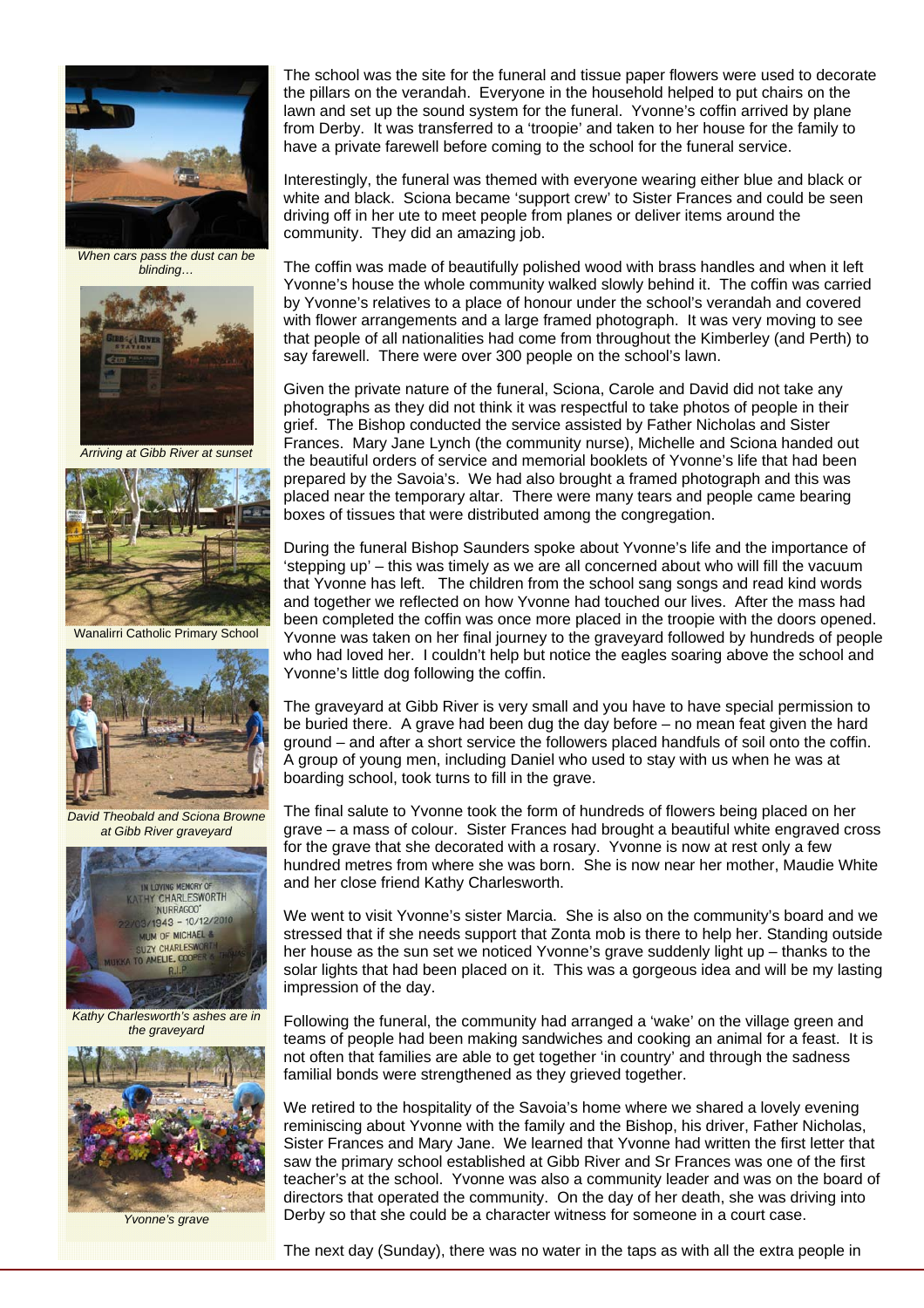When cars pass the dust can be blinding…

Arriving at Gibb River at sunset

Wanalirri Catholic Primary School

David Theobald and Sciona Browne at Gibb River graveyard

Kathy Charlesworth's ashes are in the graveyard

Yvonne's grave

The school was the site for the funeral and tissue paper flowers were used to decorate the pillars on the verandah. Everyone in the household helped to put chairs on the lawn and set up the sound system for the funeral. Yvonne's coffin arrived by plane from Derby. It was transferred to a 'troopie' and taken to her house for the family to have a private farewell before coming to the school for the funeral service.

Interestingly, the funeral was themed with everyone wearing either blue and black or white and black. Sciona became 'support crew' to Sister Frances and could be seen driving off in her ute to meet people from planes or deliver items around the community. They did an amazing job.

The coffin was made of beautifully polished wood with brass handles and when it left Yvonne's house the whole community walked slowly behind it. The coffin was carried by Yvonne's relatives to a place of honour under the school's verandah and covered with flower arrangements and a large framed photograph. It was very moving to see that people of all nationalities had come from throughout the Kimberley (and Perth) to say farewell. There were over 300 people on the school's lawn.

Given the private nature of the funeral, Sciona, Carole and David did not take any photographs as they did not think it was respectful to take photos of people in their grief. The Bishop conducted the service assisted by Father Nicholas and Sister Frances. Mary Jane Lynch (the community nurse), Michelle and Sciona handed out the beautiful orders of service and memorial booklets of Yvonne's life that had been prepared by the Savoia's. We had also brought a framed photograph and this was placed near the temporary altar. There were many tears and people came bearing boxes of tissues that were distributed among the congregation.

During the funeral Bishop Saunders spoke about Yvonne's life and the importance of 'stepping up' – this was timely as we are all concerned about who will fill the vacuum that Yvonne has left. The children from the school sang songs and read kind words and together we reflected on how Yvonne had touched our lives. After the mass had been completed the coffin was once more placed in the troopie with the doors opened. Yvonne was taken on her final journey to the graveyard followed by hundreds of people who had loved her. I couldn't help but notice the eagles soaring above the school and Yvonne's little dog following the coffin.

The graveyard at Gibb River is very small and you have to have special permission to be buried there. A grave had been dug the day before – no mean feat given the hard ground – and after a short service the followers placed handfuls of soil onto the coffin. A group of young men, including Daniel who used to stay with us when he was at boarding school, took turns to fill in the grave.

The final salute to Yvonne took the form of hundreds of flowers being placed on her grave – a mass of colour. Sister Frances had brought a beautiful white engraved cross for the grave that she decorated with a rosary. Yvonne is now at rest only a few hundred metres from where she was born. She is now near her mother, Maudie White and her close friend Kathy Charlesworth.

We went to visit Yvonne's sister Marcia. She is also on the community's board and we stressed that if she needs support that Zonta mob is there to help her. Standing outside her house as the sun set we noticed Yvonne's grave suddenly light up – thanks to the solar lights that had been placed on it. This was a gorgeous idea and will be my lasting impression of the day.

Following the funeral, the community had arranged a 'wake' on the village green and teams of people had been making sandwiches and cooking an animal for a feast. It is not often that families are able to get together 'in country' and through the sadness familial bonds were strengthened as they grieved together.

We retired to the hospitality of the Savoia's home where we shared a lovely evening reminiscing about Yvonne with the family and the Bishop, his driver, Father Nicholas, Sister Frances and Mary Jane. We learned that Yvonne had written the first letter that saw the primary school established at Gibb River and Sr Frances was one of the first teacher's at the school. Yvonne was also a community leader and was on the board of directors that operated the community. On the day of her death, she was driving into Derby so that she could be a character witness for someone in a court case.

The next day (Sunday), there was no water in the taps as with all the extra people in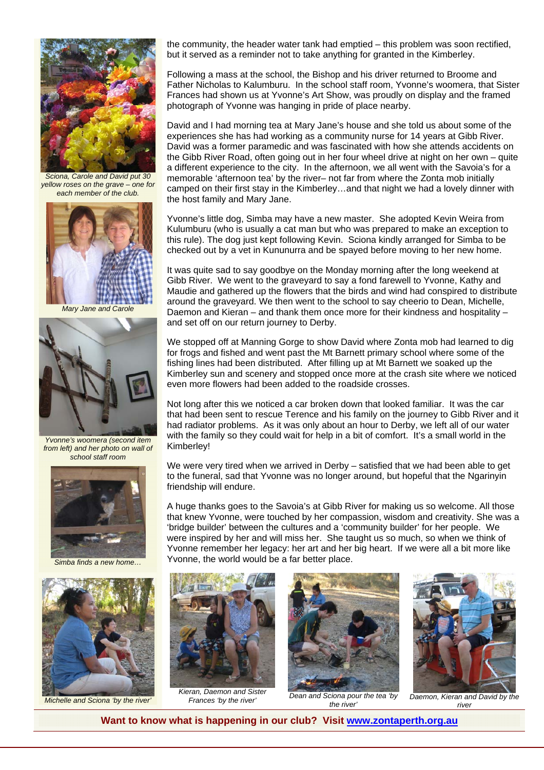the community, the header water tank had emptied – this problem was soon rectified, but it served as a reminder not to take anything for granted in the Kimberley.

Following a mass at the school, the Bishop and his driver returned to Broome and Father Nicholas to Kalumburu. In the school staff room, Yvonne's woomera, that Sister Frances had shown us at Yvonne's Art Show, was proudly on display and the framed photograph of Yvonne was hanging in pride of place nearby.

David and I had morning tea at Mary Jane's house and she told us about some of the experiences she has had working as a community nurse for 14 years at Gibb River. David was a former paramedic and was fascinated with how she attends accidents on the Gibb River Road, often going out in her four wheel drive at night on her own – quite a different experience to the city. In the afternoon, we all went with the Savoia's for a memorable 'afternoon tea' by the river– not far from where the Zonta mob initially camped on their first stay in the Kimberley…and that night we had a lovely dinner with the host family and Mary Jane.

Yvonne's little dog, Simba may have a new master. She adopted Kevin Weira from Kulumburu (who is usually a cat man but who was prepared to make an exception to this rule). The dog just kept following Kevin. Sciona kindly arranged for Simba to be checked out by a vet in Kununurra and be spayed before moving to her new home.

It was quite sad to say goodbye on the Monday morning after the long weekend at Gibb River. We went to the graveyard to say a fond farewell to Yvonne, Kathy and Maudie and gathered up the flowers that the birds and wind had conspired to distribute around the graveyard. We then went to the school to say cheerio to Dean, Michelle, Daemon and Kieran – and thank them once more for their kindness and hospitality – and set off on our return journey to Derby.

We stopped off at Manning Gorge to show David where Zonta mob had learned to dig for frogs and fished and went past the Mt Barnett primary school where some of the fishing lines had been distributed. After filling up at Mt Barnett we soaked up the Kimberley sun and scenery and stopped once more at the crash site where we noticed even more flowers had been added to the roadside crosses.

Not long after this we noticed a car broken down that looked familiar. It was the car that had been sent to rescue Terence and his family on the journey to Gibb River and it had radiator problems. As it was only about an hour to Derby, we left all of our water with the family so they could wait for help in a bit of comfort. It's a small world in the Kimberley!

We were very tired when we arrived in Derby – satisfied that we had been able to get to the funeral, sad that Yvonne was no longer around, but hopeful that the Ngarinyin friendship will endure.

A huge thanks goes to the Savoia's at Gibb River for making us so welcome. All those that knew Yvonne, were touched by her compassion, wisdom and creativity. She was a 'bridge builder' between the cultures and a 'community builder' for her people. We were inspired by her and will miss her. She taught us so much, so when we think of Yvonne remember her legacy: her art and her big heart. If we were all a bit more like Yvonne, the world would be a far better place.

*Sciona, Carole and David put 30 yellow roses on the grave – one for each member of the club.*

*Mary Jane and Carole*

*Yvonne's woomera (second item from left) and her photo on wall of school staff room*

*Simba finds a new home…*

*Michelle and Sciona 'by the river'*

*Kieran, Daemon and Sister Frances 'by the river'*

*Dean and Sciona pour the tea 'by the river'*

*Daemon, Kieran and David by the river*

**Want to know what is happening in our club? Visit [www.zontaperth.org.au](http://www.zontaperth.org.au)**